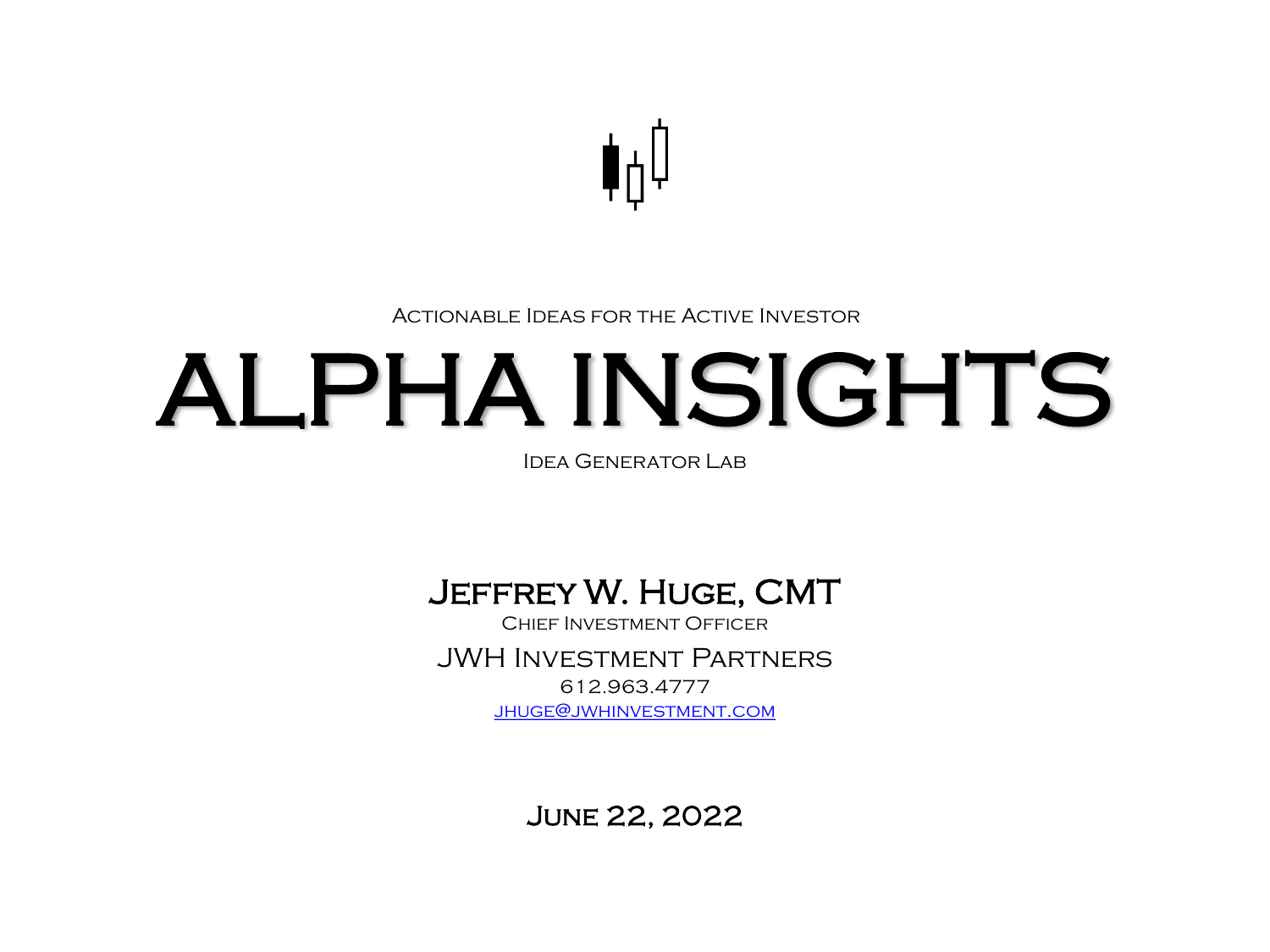Actionable Ideas for the Active Investor

# ALPHA INSIGHTS

Idea Generator Lab

## Jeffrey W. Huge, CMT

Chief Investment Officer

JWH Investment Partners

612.963.4777

[jhuge@jwhinvestment.com](mailto:jhuge@jwhinvestment.com)

**June 22, 2022**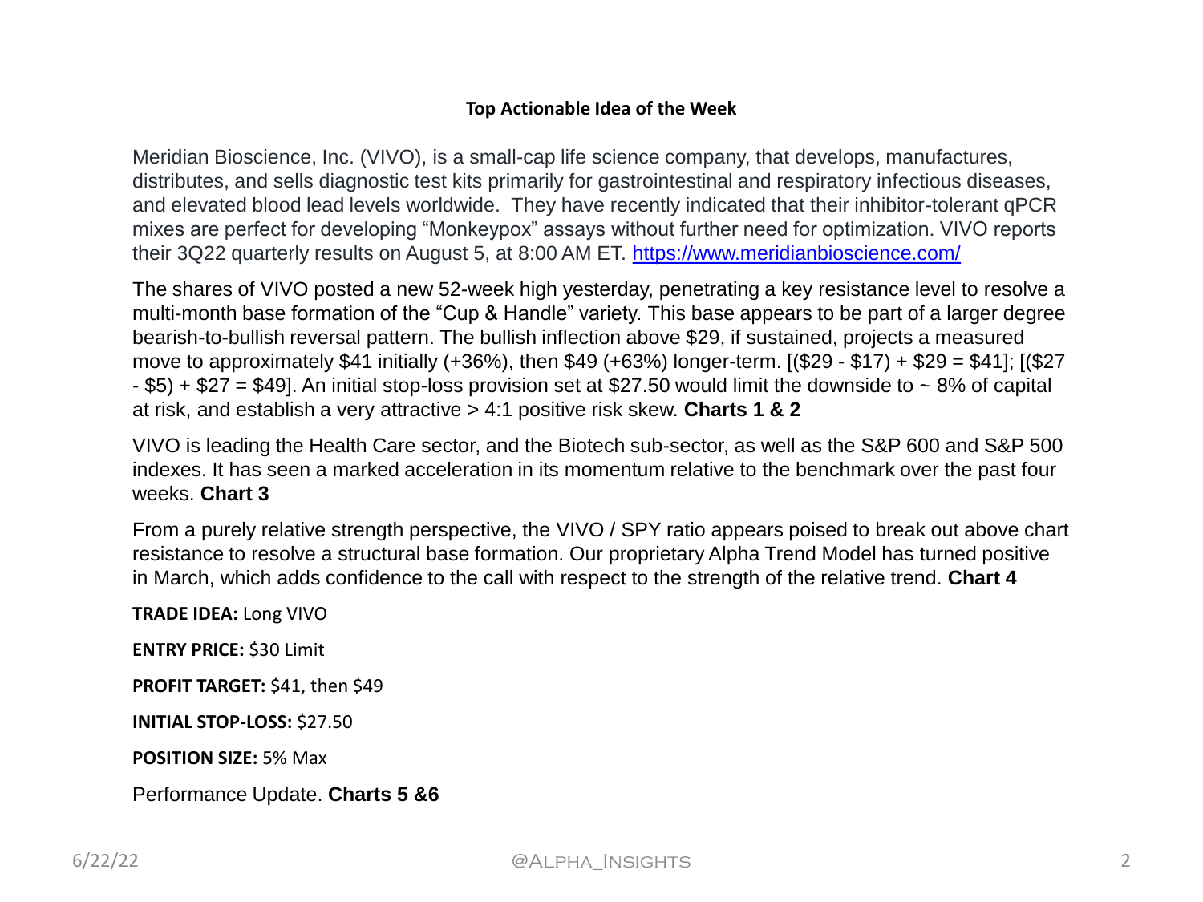## Top Actionable Idea of the Week

Meridian Bioscience, Inc. (VIVO), is a small-cap life science company, that develops, manufactures, distributes, and sells diagnostic test kits primarily for gastrointestinal and respiratory infectious diseases, and elevated blood lead levels worldwide. They have recently indicated that their inhibitor-tolerant qPCR mixes are perfect for developing "Monkeypox" assays without further need for optimization. VIVO reports their 3Q22 quarterly results on August 5, at 8:00 AM ET. https://www.meridianbioscience.com/

The shares of VIVO posted a new 52-week high yesterday, penetrating a key resistance level to resolve a multi-month base formation of the "Cup & Handle" variety. This base appears to be part of a larger degree bearish-to-bullish reversal pattern. The bullish inflection above $29, if sustained, projects a measured move to approximately $41 initially (+36%), then $49 (+63%) longer-term. [($29 - $17) + $29 = $41]; [($27 - $5) + $27 = $49]. An initial stop-loss provision set at $27.50 would limit the downside to ~ 8% of capital at risk, and establish a very attractive > 4:1 positive risk skew. **Charts 1 & 2**

VIVO is leading the Health Care sector, and the Biotech sub-sector, as well as the S&P 600 and S&P 500 indexes. It has seen a marked acceleration in its momentum relative to the benchmark over the past four weeks. **Chart 3**

From a purely relative strength perspective, the VIVO / SPY ratio appears poised to break out above chart resistance to resolve a structural base formation. Our proprietary Alpha Trend Model has turned positive in March, which adds confidence to the call with respect to the strength of the relative trend. **Chart 4**

**TRADE IDEA:** Long VIVO

**ENTRY PRICE:** $30 Limit

**PROFIT TARGET:** $41, then $49

**INITIAL STOP-LOSS:** $27.50

**POSITION SIZE:** 5% Max

Performance Update. **Charts 5 &6**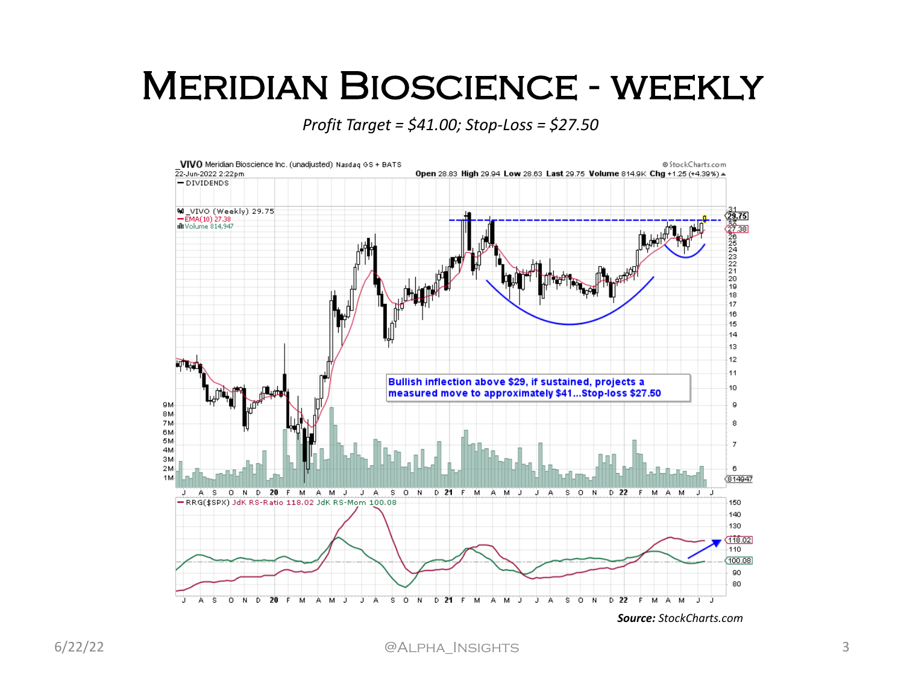# Meridian Bioscience - Weekly

*Profit Target = $41.00; Stop-Loss = $27.50*

_VIVO Meridian Bioscience Inc. (unadjusted) Nasdaq GS + BATS
22-Jun-2022 2:22pm
Open 28.83 High 29.94 Low 28.63 Last 29.75 Volume 814.9K Chg +1.25 (+4.39%)

Bullish inflection above $29, if sustained, projects a measured move to approximately $41...Stop-loss $27.50

**Source:** *StockCharts.com*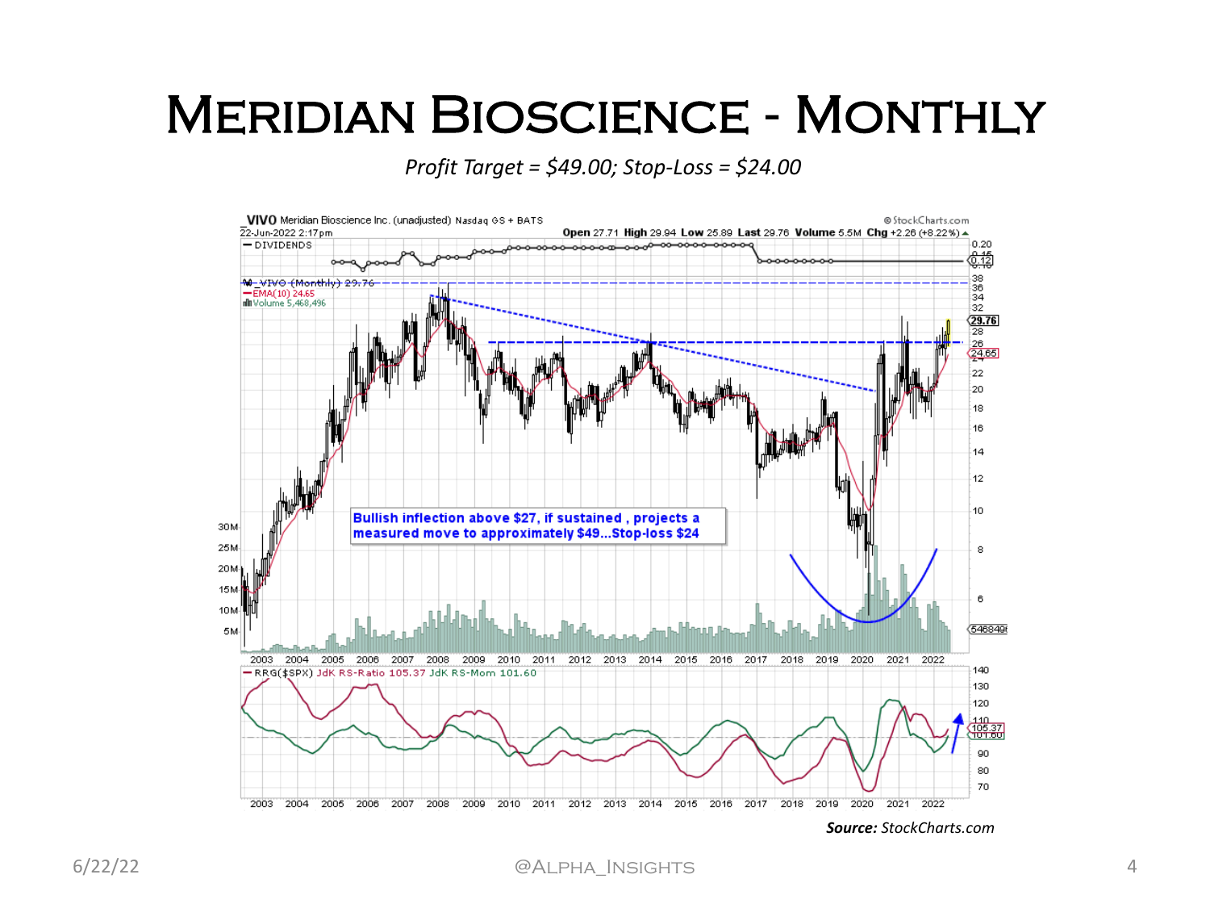# Meridian Bioscience - Monthly

*Profit Target = $49.00; Stop-Loss = $24.00*

Bullish inflection above $27, if sustained , projects a measured move to approximately $49...Stop-loss $24

***Source:*** *StockCharts.com*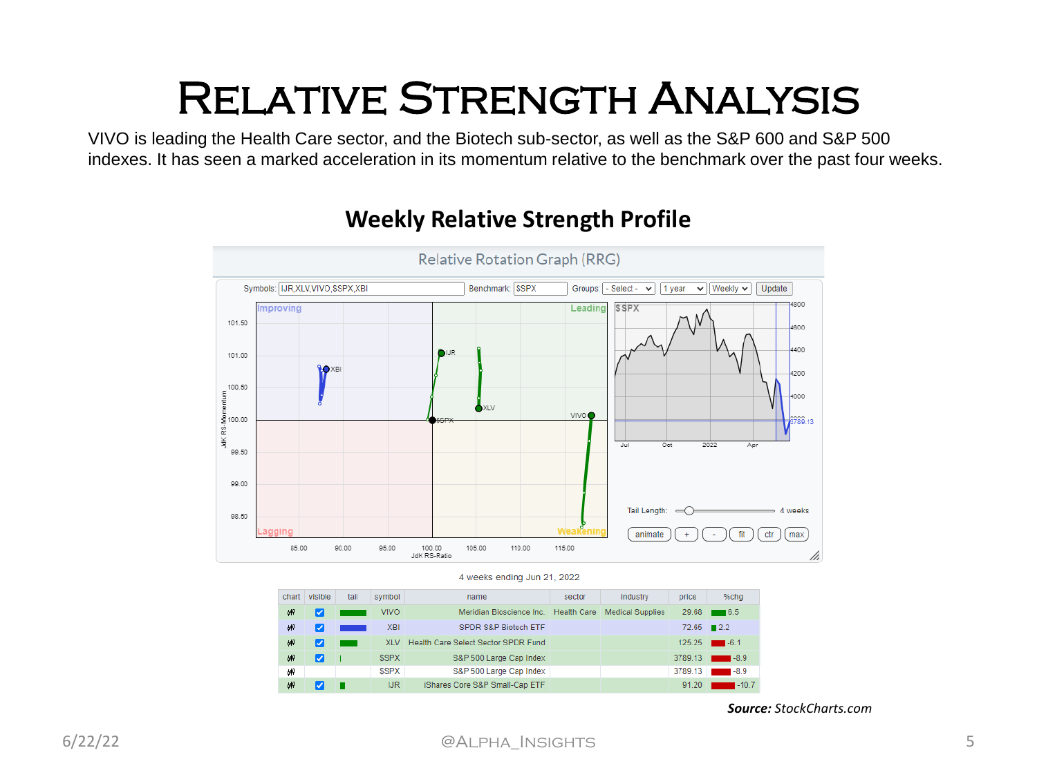# Relative Strength Analysis

VIVO is leading the Health Care sector, and the Biotech sub-sector, as well as the S&P 600 and S&P 500 indexes. It has seen a marked acceleration in its momentum relative to the benchmark over the past four weeks.

## Weekly Relative Strength Profile

Relative Rotation Graph (RRG)

Symbols: IJR,XLV,VIVO,$SPX,XBI    Benchmark: $SPX    Groups: - Select -    1 year    Weekly    Update

4 weeks ending Jun 21, 2022

| chart | visible | tail | symbol | name | sector | industry | price | %chg |
|---|---|---|---|---|---|---|---|---|
| | ✓ | | VIVO | Meridian Bioscience Inc. | Health Care | Medical Supplies | 29.68 | 6.5 |
| | ✓ | | XBI | SPDR S&P Biotech ETF | | | 72.65 | 2.2 |
| | ✓ | | XLV | Health Care Select Sector SPDR Fund | | | 125.25 | -6.1 |
| | ✓ | | $SPX | S&P 500 Large Cap Index | | | 3789.13 | -8.9 |
| | | | $SPX | S&P 500 Large Cap Index | | | 3789.13 | -8.9 |
| | ✓ | | IJR | iShares Core S&P Small-Cap ETF | | | 91.20 | -10.7 |

***Source:*** *StockCharts.com*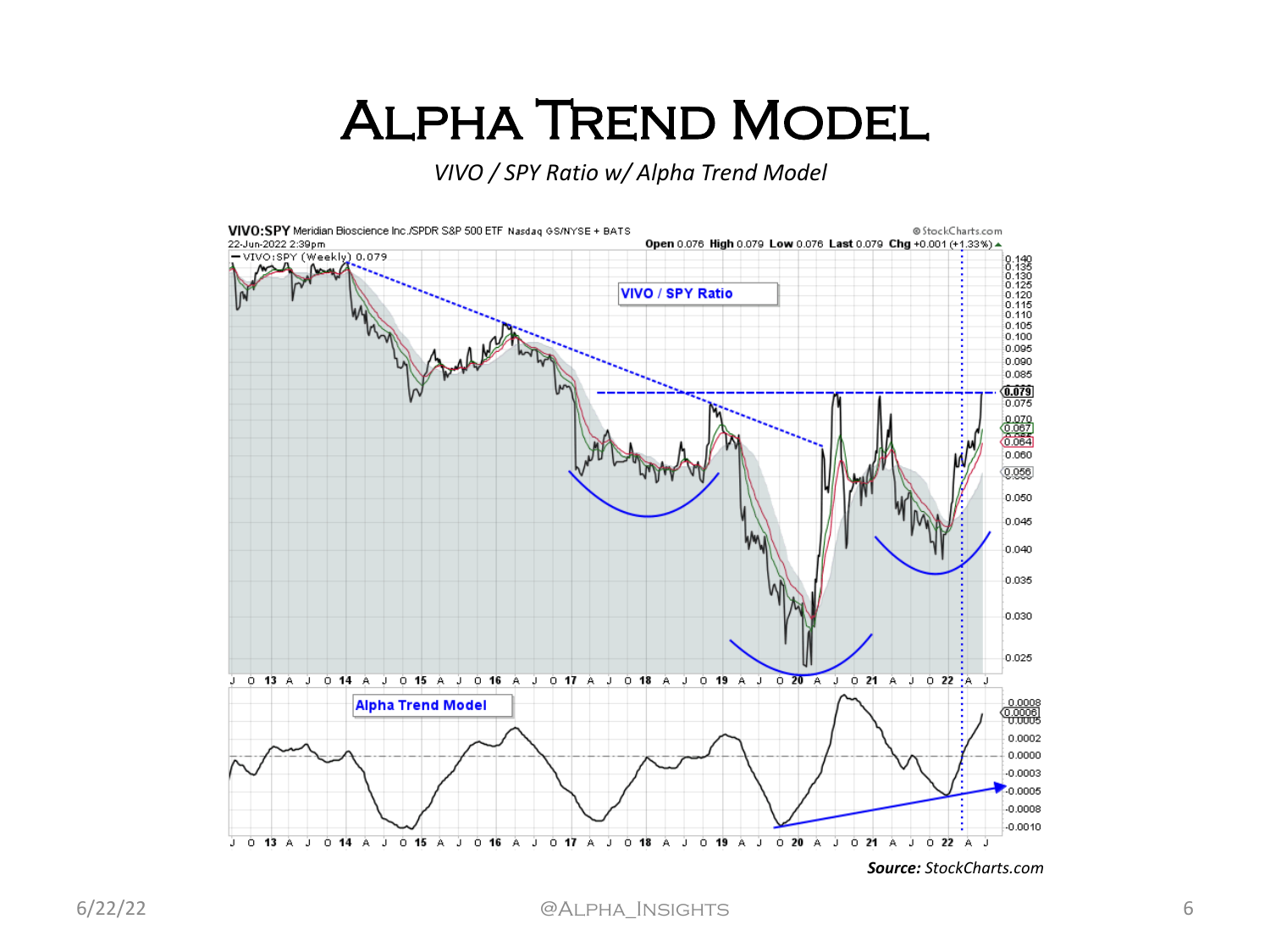# Alpha Trend Model

*VIVO / SPY Ratio w/ Alpha Trend Model*

***Source:*** *StockCharts.com*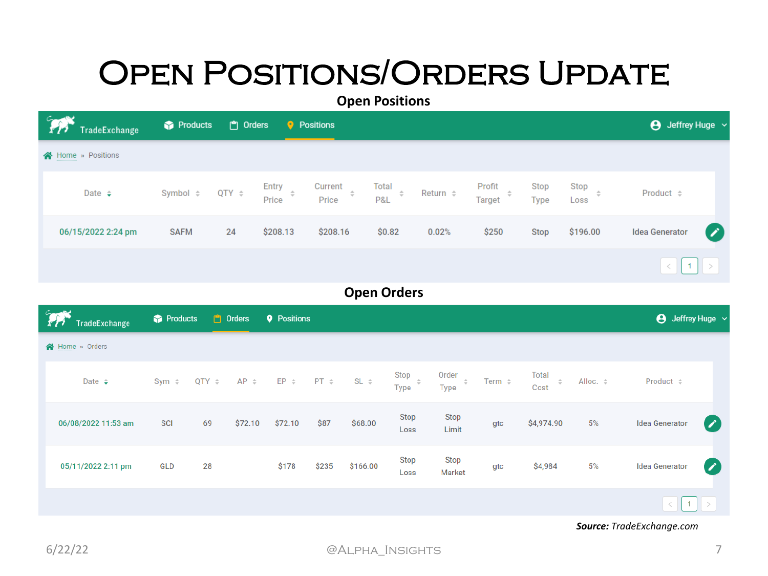# Open Positions/Orders Update

## Open Positions

TradeExchange | Products | Orders | Positions | Jeffrey Huge

Home » Positions

| Date | Symbol | QTY | Entry Price | Current Price | Total P&L | Return | Profit Target | Stop Type | Stop Loss | Product |
|---|---|---|---|---|---|---|---|---|---|---|
| 06/15/2022 2:24 pm | SAFM | 24 | $208.13 | $208.16 | $0.82 | 0.02% | $250 | Stop | $196.00 | Idea Generator |

## Open Orders

TradeExchange | Products | Orders | Positions | Jeffrey Huge

Home » Orders

| Date | Sym | QTY | AP | EP | PT | SL | Stop Type | Order Type | Term | Total Cost | Alloc. | Product |
|---|---|---|---|---|---|---|---|---|---|---|---|---|
| 06/08/2022 11:53 am | SCI | 69 | $72.10 | $72.10 | $87 | $68.00 | Stop Loss | Stop Limit | gtc | $4,974.90 | 5% | Idea Generator |
| 05/11/2022 2:11 pm | GLD | 28 | | $178 | $235 | $166.00 | Stop Loss | Stop Market | gtc | $4,984 | 5% | Idea Generator |

***Source:*** *TradeExchange.com*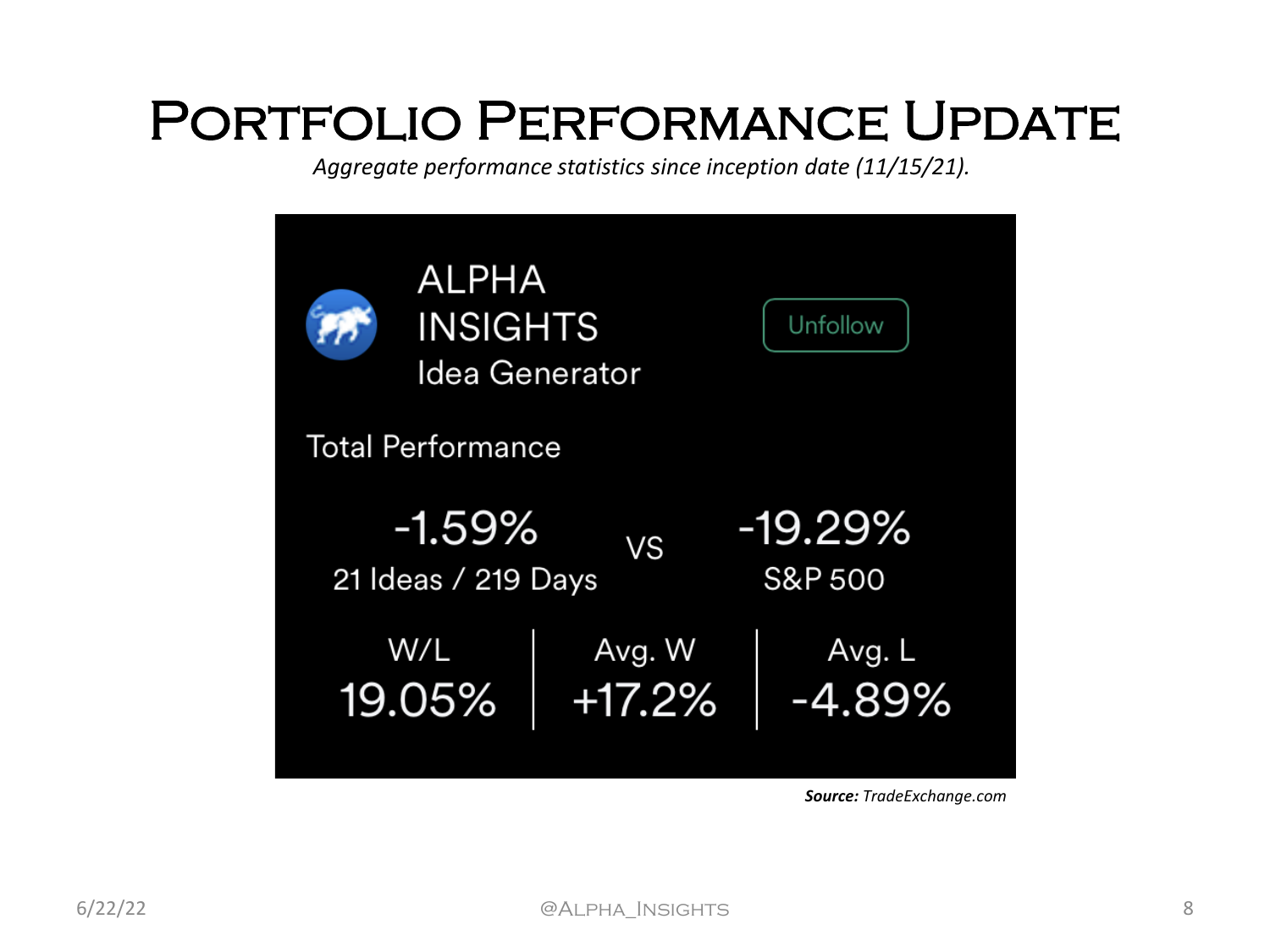# Portfolio Performance Update

*Aggregate performance statistics since inception date (11/15/21).*

ALPHA INSIGHTS
Idea Generator

Unfollow

Total Performance

-1.59%
21 Ideas / 219 Days

VS

-19.29%
S&P 500

| W/L | Avg. W | Avg. L |
|---|---|---|
| 19.05% | +17.2% | -4.89% |

***Source:*** *TradeExchange.com*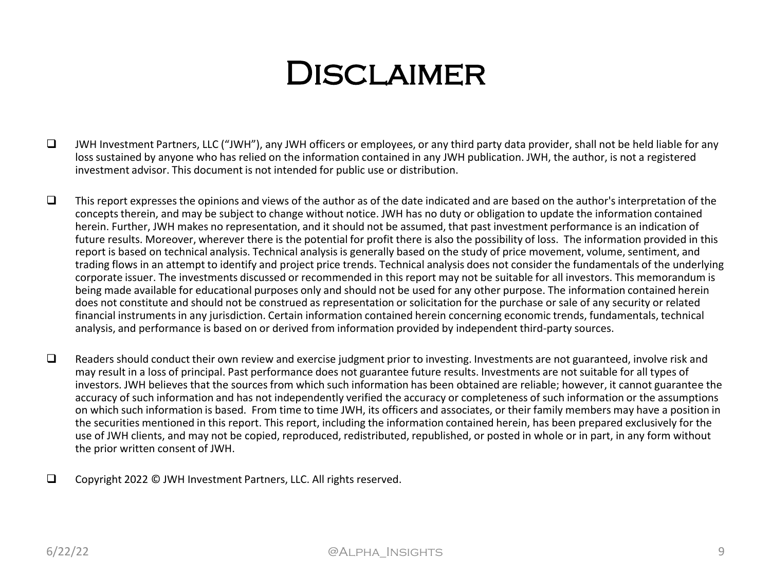# Disclaimer

- JWH Investment Partners, LLC ("JWH"), any JWH officers or employees, or any third party data provider, shall not be held liable for any loss sustained by anyone who has relied on the information contained in any JWH publication. JWH, the author, is not a registered investment advisor. This document is not intended for public use or distribution.

- This report expresses the opinions and views of the author as of the date indicated and are based on the author's interpretation of the concepts therein, and may be subject to change without notice. JWH has no duty or obligation to update the information contained herein. Further, JWH makes no representation, and it should not be assumed, that past investment performance is an indication of future results. Moreover, wherever there is the potential for profit there is also the possibility of loss. The information provided in this report is based on technical analysis. Technical analysis is generally based on the study of price movement, volume, sentiment, and trading flows in an attempt to identify and project price trends. Technical analysis does not consider the fundamentals of the underlying corporate issuer. The investments discussed or recommended in this report may not be suitable for all investors. This memorandum is being made available for educational purposes only and should not be used for any other purpose. The information contained herein does not constitute and should not be construed as representation or solicitation for the purchase or sale of any security or related financial instruments in any jurisdiction. Certain information contained herein concerning economic trends, fundamentals, technical analysis, and performance is based on or derived from information provided by independent third-party sources.

- Readers should conduct their own review and exercise judgment prior to investing. Investments are not guaranteed, involve risk and may result in a loss of principal. Past performance does not guarantee future results. Investments are not suitable for all types of investors. JWH believes that the sources from which such information has been obtained are reliable; however, it cannot guarantee the accuracy of such information and has not independently verified the accuracy or completeness of such information or the assumptions on which such information is based. From time to time JWH, its officers and associates, or their family members may have a position in the securities mentioned in this report. This report, including the information contained herein, has been prepared exclusively for the use of JWH clients, and may not be copied, reproduced, redistributed, republished, or posted in whole or in part, in any form without the prior written consent of JWH.

- Copyright 2022 © JWH Investment Partners, LLC. All rights reserved.